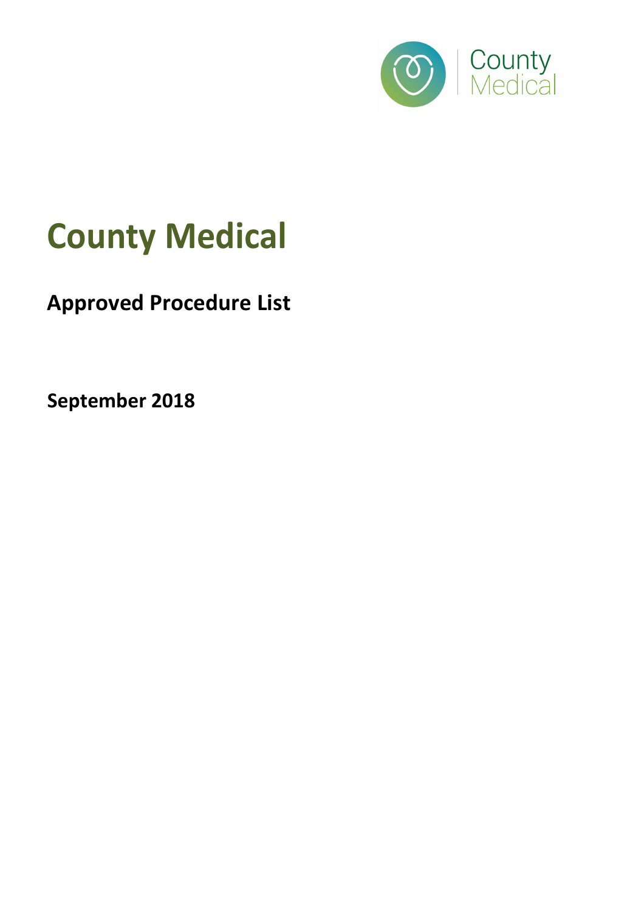# County Medical

## Approved Procedure List

**September 2018**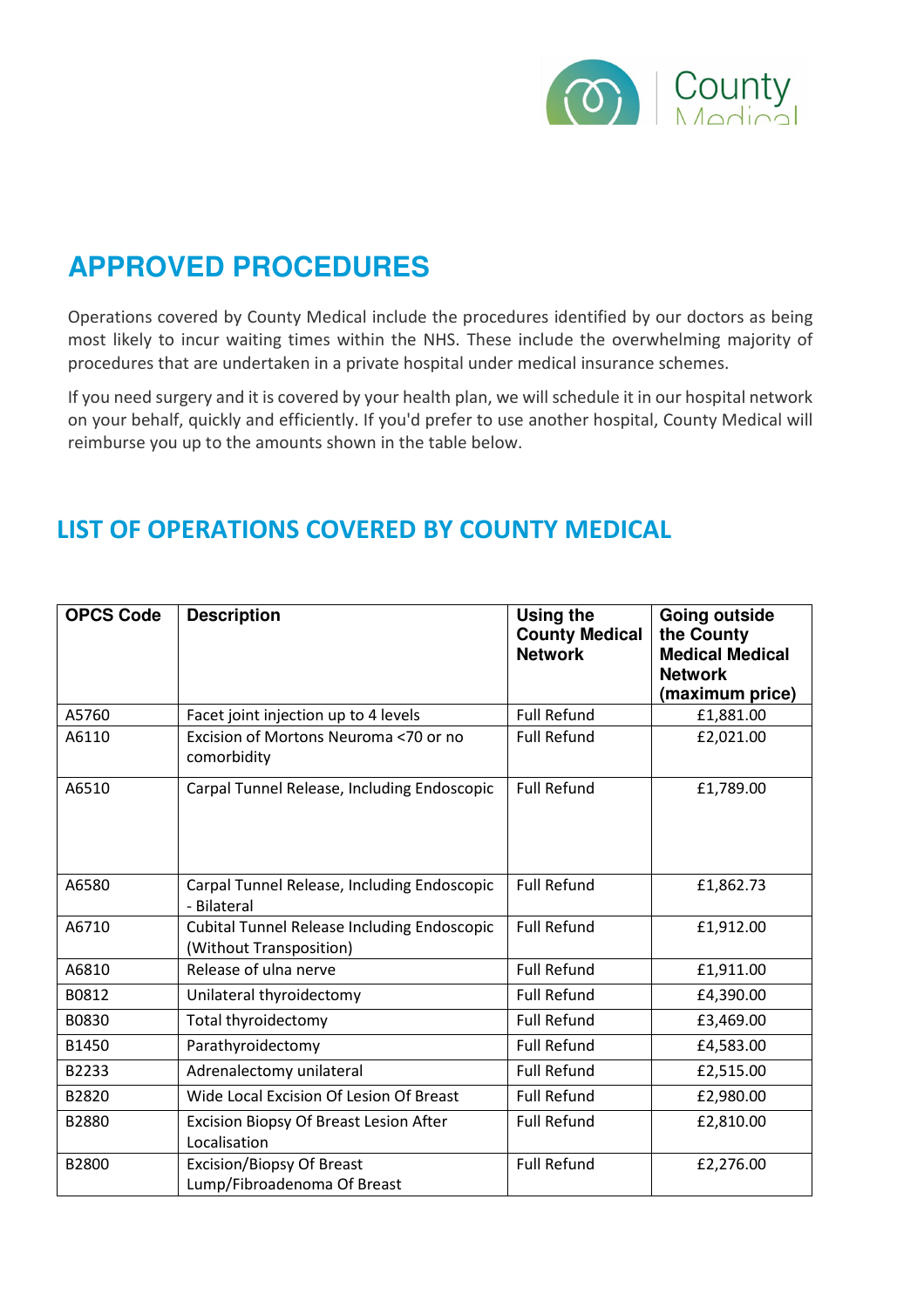# APPROVED PROCEDURES

Operations covered by County Medical include the procedures identified by our doctors as being most likely to incur waiting times within the NHS. These include the overwhelming majority of procedures that are undertaken in a private hospital under medical insurance schemes.

If you need surgery and it is covered by your health plan, we will schedule it in our hospital network on your behalf, quickly and efficiently. If you'd prefer to use another hospital, County Medical will reimburse you up to the amounts shown in the table below.

## LIST OF OPERATIONS COVERED BY COUNTY MEDICAL

| OPCS Code | Description | Using the County Medical Network | Going outside the County Medical Medical Network (maximum price) |
|---|---|---|---|
| A5760 | Facet joint injection up to 4 levels | Full Refund | £1,881.00 |
| A6110 | Excision of Mortons Neuroma <70 or no comorbidity | Full Refund | £2,021.00 |
| A6510 | Carpal Tunnel Release, Including Endoscopic | Full Refund | £1,789.00 |
| A6580 | Carpal Tunnel Release, Including Endoscopic - Bilateral | Full Refund | £1,862.73 |
| A6710 | Cubital Tunnel Release Including Endoscopic (Without Transposition) | Full Refund | £1,912.00 |
| A6810 | Release of ulna nerve | Full Refund | £1,911.00 |
| B0812 | Unilateral thyroidectomy | Full Refund | £4,390.00 |
| B0830 | Total thyroidectomy | Full Refund | £3,469.00 |
| B1450 | Parathyroidectomy | Full Refund | £4,583.00 |
| B2233 | Adrenalectomy unilateral | Full Refund | £2,515.00 |
| B2820 | Wide Local Excision Of Lesion Of Breast | Full Refund | £2,980.00 |
| B2880 | Excision Biopsy Of Breast Lesion After Localisation | Full Refund | £2,810.00 |
| B2800 | Excision/Biopsy Of Breast Lump/Fibroadenoma Of Breast | Full Refund | £2,276.00 |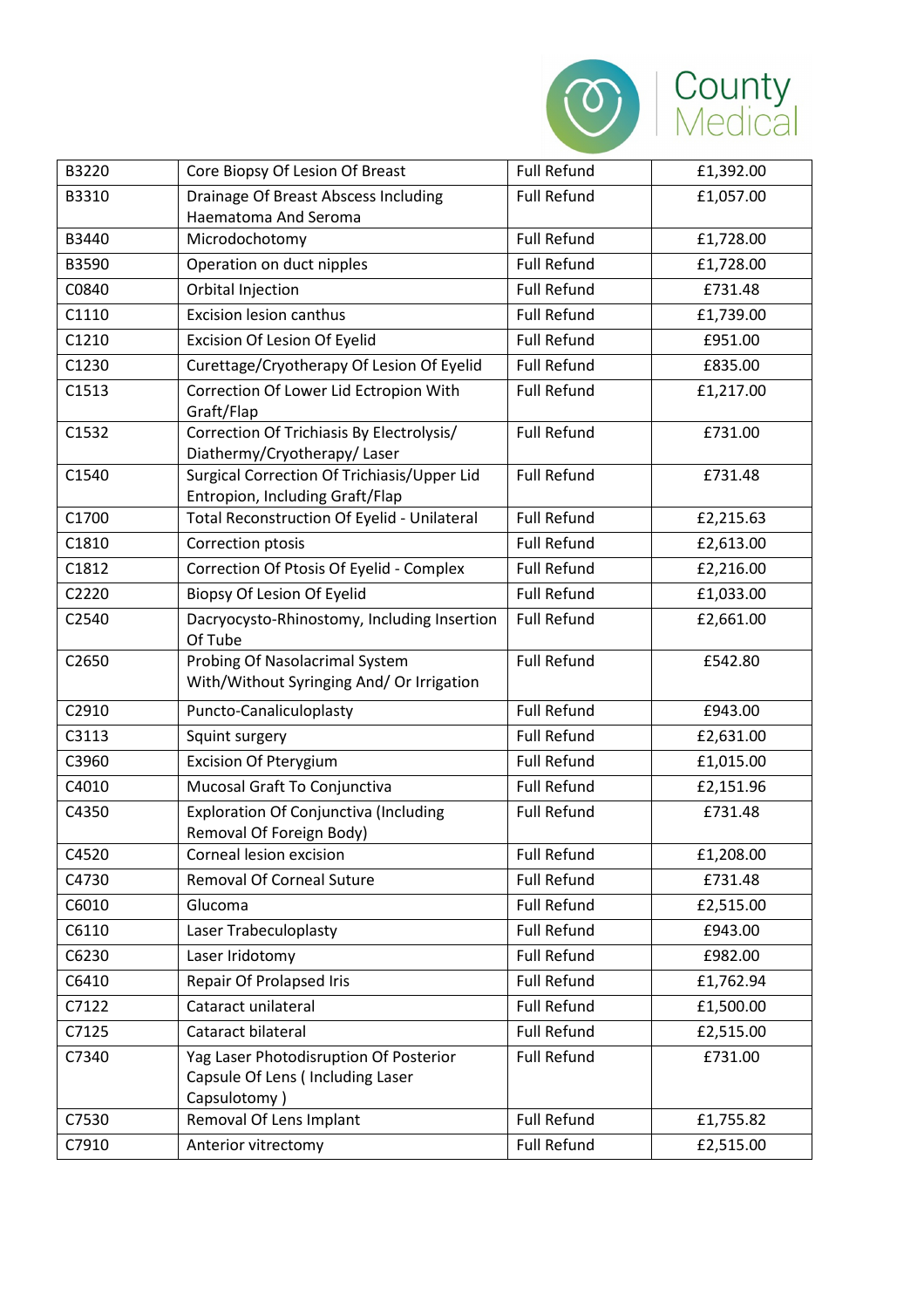| B3220 | Core Biopsy Of Lesion Of Breast | Full Refund | £1,392.00 |
|---|---|---|---|
| B3310 | Drainage Of Breast Abscess Including Haematoma And Seroma | Full Refund | £1,057.00 |
| B3440 | Microdochotomy | Full Refund | £1,728.00 |
| B3590 | Operation on duct nipples | Full Refund | £1,728.00 |
| C0840 | Orbital Injection | Full Refund | £731.48 |
| C1110 | Excision lesion canthus | Full Refund | £1,739.00 |
| C1210 | Excision Of Lesion Of Eyelid | Full Refund | £951.00 |
| C1230 | Curettage/Cryotherapy Of Lesion Of Eyelid | Full Refund | £835.00 |
| C1513 | Correction Of Lower Lid Ectropion With Graft/Flap | Full Refund | £1,217.00 |
| C1532 | Correction Of Trichiasis By Electrolysis/ Diathermy/Cryotherapy/ Laser | Full Refund | £731.00 |
| C1540 | Surgical Correction Of Trichiasis/Upper Lid Entropion, Including Graft/Flap | Full Refund | £731.48 |
| C1700 | Total Reconstruction Of Eyelid - Unilateral | Full Refund | £2,215.63 |
| C1810 | Correction ptosis | Full Refund | £2,613.00 |
| C1812 | Correction Of Ptosis Of Eyelid - Complex | Full Refund | £2,216.00 |
| C2220 | Biopsy Of Lesion Of Eyelid | Full Refund | £1,033.00 |
| C2540 | Dacryocysto-Rhinostomy, Including Insertion Of Tube | Full Refund | £2,661.00 |
| C2650 | Probing Of Nasolacrimal System With/Without Syringing And/ Or Irrigation | Full Refund | £542.80 |
| C2910 | Puncto-Canaliculoplasty | Full Refund | £943.00 |
| C3113 | Squint surgery | Full Refund | £2,631.00 |
| C3960 | Excision Of Pterygium | Full Refund | £1,015.00 |
| C4010 | Mucosal Graft To Conjunctiva | Full Refund | £2,151.96 |
| C4350 | Exploration Of Conjunctiva (Including Removal Of Foreign Body) | Full Refund | £731.48 |
| C4520 | Corneal lesion excision | Full Refund | £1,208.00 |
| C4730 | Removal Of Corneal Suture | Full Refund | £731.48 |
| C6010 | Glucoma | Full Refund | £2,515.00 |
| C6110 | Laser Trabeculoplasty | Full Refund | £943.00 |
| C6230 | Laser Iridotomy | Full Refund | £982.00 |
| C6410 | Repair Of Prolapsed Iris | Full Refund | £1,762.94 |
| C7122 | Cataract unilateral | Full Refund | £1,500.00 |
| C7125 | Cataract bilateral | Full Refund | £2,515.00 |
| C7340 | Yag Laser Photodisruption Of Posterior Capsule Of Lens ( Including Laser Capsulotomy ) | Full Refund | £731.00 |
| C7530 | Removal Of Lens Implant | Full Refund | £1,755.82 |
| C7910 | Anterior vitrectomy | Full Refund | £2,515.00 |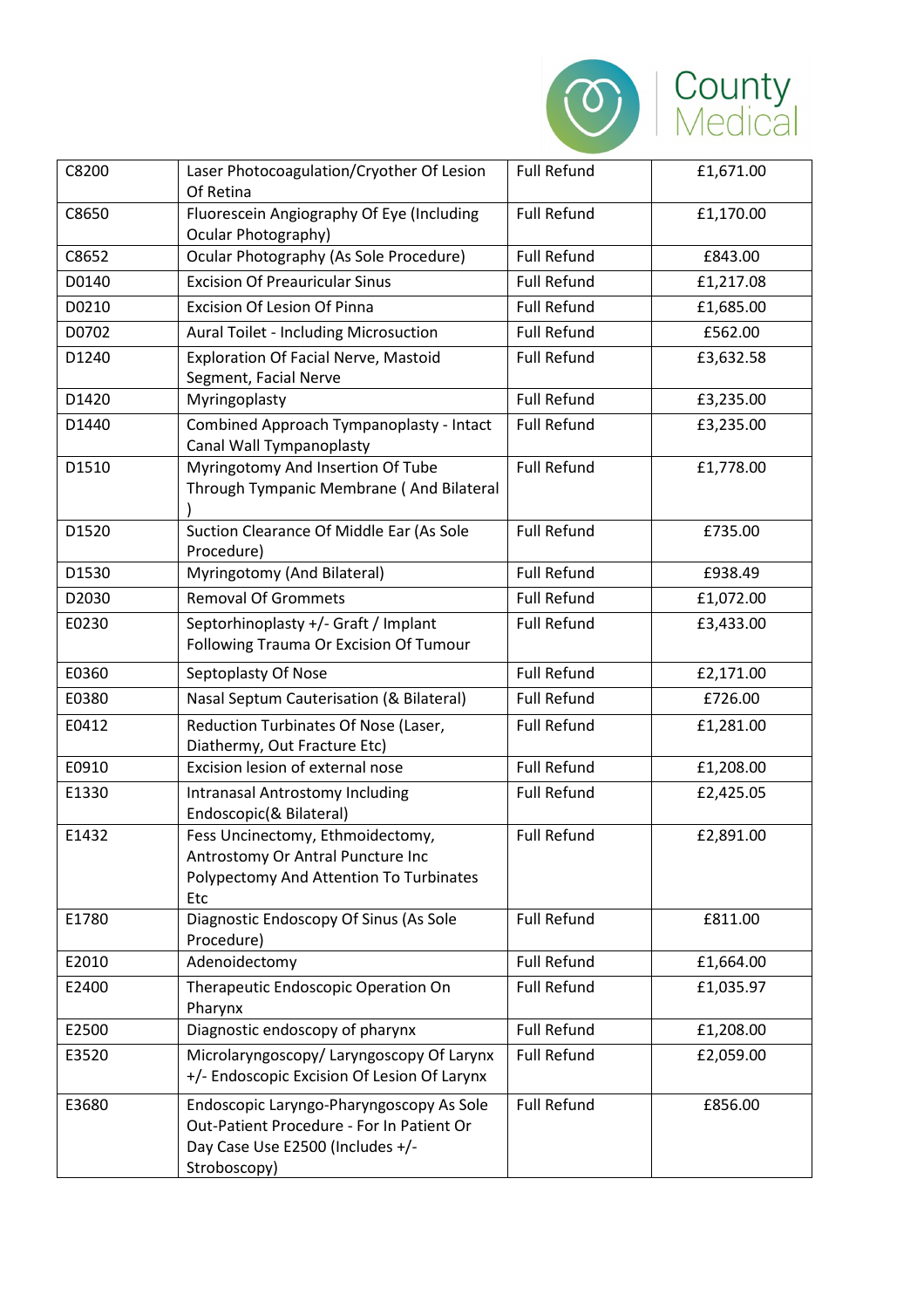| C8200 | Laser Photocoagulation/Cryother Of Lesion Of Retina | Full Refund | £1,671.00 |
|---|---|---|---|
| C8650 | Fluorescein Angiography Of Eye (Including Ocular Photography) | Full Refund | £1,170.00 |
| C8652 | Ocular Photography (As Sole Procedure) | Full Refund | £843.00 |
| D0140 | Excision Of Preauricular Sinus | Full Refund | £1,217.08 |
| D0210 | Excision Of Lesion Of Pinna | Full Refund | £1,685.00 |
| D0702 | Aural Toilet - Including Microsuction | Full Refund | £562.00 |
| D1240 | Exploration Of Facial Nerve, Mastoid Segment, Facial Nerve | Full Refund | £3,632.58 |
| D1420 | Myringoplasty | Full Refund | £3,235.00 |
| D1440 | Combined Approach Tympanoplasty - Intact Canal Wall Tympanoplasty | Full Refund | £3,235.00 |
| D1510 | Myringotomy And Insertion Of Tube Through Tympanic Membrane ( And Bilateral ) | Full Refund | £1,778.00 |
| D1520 | Suction Clearance Of Middle Ear (As Sole Procedure) | Full Refund | £735.00 |
| D1530 | Myringotomy (And Bilateral) | Full Refund | £938.49 |
| D2030 | Removal Of Grommets | Full Refund | £1,072.00 |
| E0230 | Septorhinoplasty +/- Graft / Implant Following Trauma Or Excision Of Tumour | Full Refund | £3,433.00 |
| E0360 | Septoplasty Of Nose | Full Refund | £2,171.00 |
| E0380 | Nasal Septum Cauterisation (& Bilateral) | Full Refund | £726.00 |
| E0412 | Reduction Turbinates Of Nose (Laser, Diathermy, Out Fracture Etc) | Full Refund | £1,281.00 |
| E0910 | Excision lesion of external nose | Full Refund | £1,208.00 |
| E1330 | Intranasal Antrostomy Including Endoscopic(& Bilateral) | Full Refund | £2,425.05 |
| E1432 | Fess Uncinectomy, Ethmoidectomy, Antrostomy Or Antral Puncture Inc Polypectomy And Attention To Turbinates Etc | Full Refund | £2,891.00 |
| E1780 | Diagnostic Endoscopy Of Sinus (As Sole Procedure) | Full Refund | £811.00 |
| E2010 | Adenoidectomy | Full Refund | £1,664.00 |
| E2400 | Therapeutic Endoscopic Operation On Pharynx | Full Refund | £1,035.97 |
| E2500 | Diagnostic endoscopy of pharynx | Full Refund | £1,208.00 |
| E3520 | Microlaryngoscopy/ Laryngoscopy Of Larynx +/- Endoscopic Excision Of Lesion Of Larynx | Full Refund | £2,059.00 |
| E3680 | Endoscopic Laryngo-Pharyngoscopy As Sole Out-Patient Procedure - For In Patient Or Day Case Use E2500 (Includes +/- Stroboscopy) | Full Refund | £856.00 |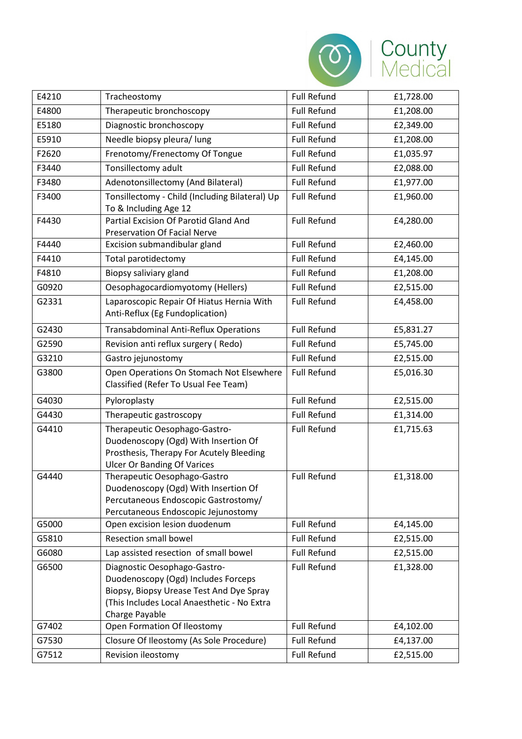| | | | |
|---|---|---|---|
| E4210 | Tracheostomy | Full Refund | £1,728.00 |
| E4800 | Therapeutic bronchoscopy | Full Refund | £1,208.00 |
| E5180 | Diagnostic bronchoscopy | Full Refund | £2,349.00 |
| E5910 | Needle biopsy pleura/ lung | Full Refund | £1,208.00 |
| F2620 | Frenotomy/Frenectomy Of Tongue | Full Refund | £1,035.97 |
| F3440 | Tonsillectomy adult | Full Refund | £2,088.00 |
| F3480 | Adenotonsillectomy (And Bilateral) | Full Refund | £1,977.00 |
| F3400 | Tonsillectomy - Child (Including Bilateral) Up To & Including Age 12 | Full Refund | £1,960.00 |
| F4430 | Partial Excision Of Parotid Gland And Preservation Of Facial Nerve | Full Refund | £4,280.00 |
| F4440 | Excision submandibular gland | Full Refund | £2,460.00 |
| F4410 | Total parotidectomy | Full Refund | £4,145.00 |
| F4810 | Biopsy saliviary gland | Full Refund | £1,208.00 |
| G0920 | Oesophagocardiomyotomy (Hellers) | Full Refund | £2,515.00 |
| G2331 | Laparoscopic Repair Of Hiatus Hernia With Anti-Reflux (Eg Fundoplication) | Full Refund | £4,458.00 |
| G2430 | Transabdominal Anti-Reflux Operations | Full Refund | £5,831.27 |
| G2590 | Revision anti reflux surgery ( Redo) | Full Refund | £5,745.00 |
| G3210 | Gastro jejunostomy | Full Refund | £2,515.00 |
| G3800 | Open Operations On Stomach Not Elsewhere Classified (Refer To Usual Fee Team) | Full Refund | £5,016.30 |
| G4030 | Pyloroplasty | Full Refund | £2,515.00 |
| G4430 | Therapeutic gastroscopy | Full Refund | £1,314.00 |
| G4410 | Therapeutic Oesophago-Gastro-Duodenoscopy (Ogd) With Insertion Of Prosthesis, Therapy For Acutely Bleeding Ulcer Or Banding Of Varices | Full Refund | £1,715.63 |
| G4440 | Therapeutic Oesophago-Gastro Duodenoscopy (Ogd) With Insertion Of Percutaneous Endoscopic Gastrostomy/ Percutaneous Endoscopic Jejunostomy | Full Refund | £1,318.00 |
| G5000 | Open excision lesion duodenum | Full Refund | £4,145.00 |
| G5810 | Resection small bowel | Full Refund | £2,515.00 |
| G6080 | Lap assisted resection of small bowel | Full Refund | £2,515.00 |
| G6500 | Diagnostic Oesophago-Gastro-Duodenoscopy (Ogd) Includes Forceps Biopsy, Biopsy Urease Test And Dye Spray (This Includes Local Anaesthetic - No Extra Charge Payable | Full Refund | £1,328.00 |
| G7402 | Open Formation Of Ileostomy | Full Refund | £4,102.00 |
| G7530 | Closure Of Ileostomy (As Sole Procedure) | Full Refund | £4,137.00 |
| G7512 | Revision ileostomy | Full Refund | £2,515.00 |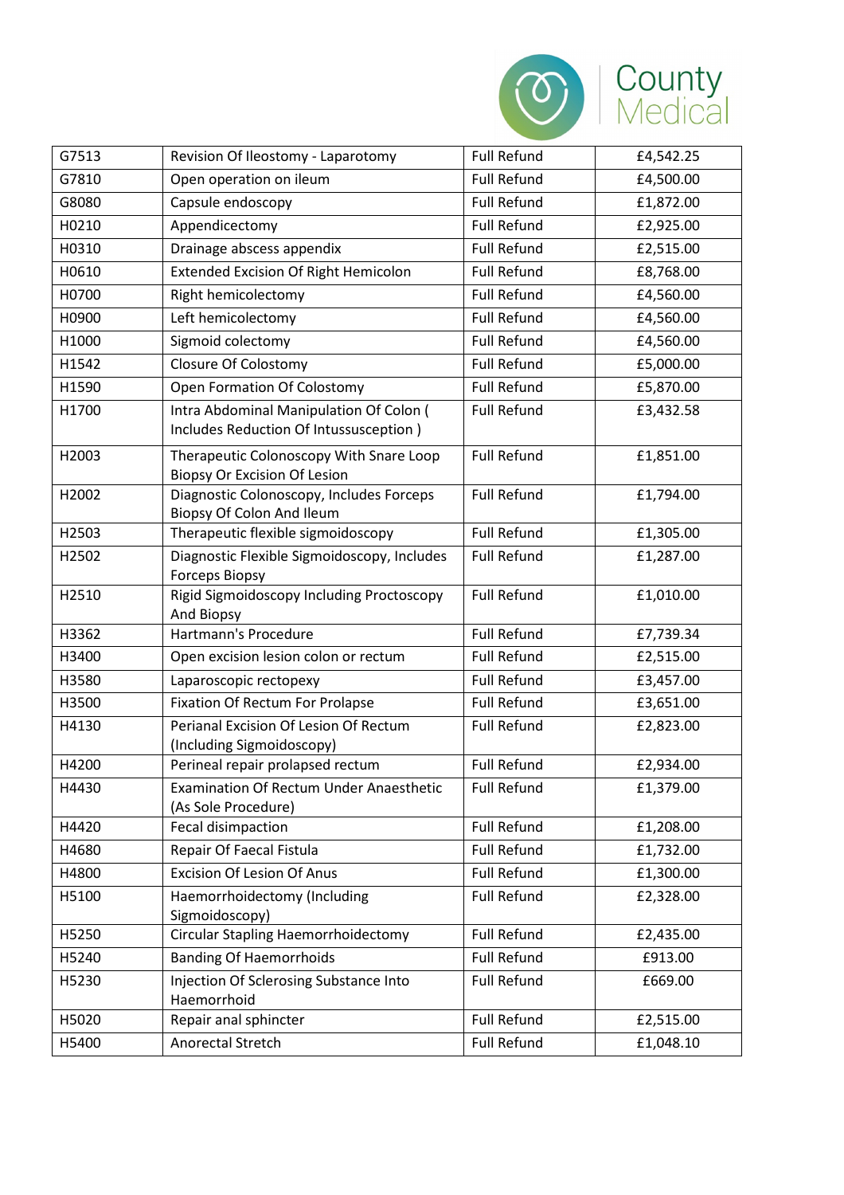| G7513 | Revision Of Ileostomy - Laparotomy | Full Refund | £4,542.25 |
|---|---|---|---|
| G7810 | Open operation on ileum | Full Refund | £4,500.00 |
| G8080 | Capsule endoscopy | Full Refund | £1,872.00 |
| H0210 | Appendicectomy | Full Refund | £2,925.00 |
| H0310 | Drainage abscess appendix | Full Refund | £2,515.00 |
| H0610 | Extended Excision Of Right Hemicolon | Full Refund | £8,768.00 |
| H0700 | Right hemicolectomy | Full Refund | £4,560.00 |
| H0900 | Left hemicolectomy | Full Refund | £4,560.00 |
| H1000 | Sigmoid colectomy | Full Refund | £4,560.00 |
| H1542 | Closure Of Colostomy | Full Refund | £5,000.00 |
| H1590 | Open Formation Of Colostomy | Full Refund | £5,870.00 |
| H1700 | Intra Abdominal Manipulation Of Colon ( Includes Reduction Of Intussusception ) | Full Refund | £3,432.58 |
| H2003 | Therapeutic Colonoscopy With Snare Loop Biopsy Or Excision Of Lesion | Full Refund | £1,851.00 |
| H2002 | Diagnostic Colonoscopy, Includes Forceps Biopsy Of Colon And Ileum | Full Refund | £1,794.00 |
| H2503 | Therapeutic flexible sigmoidoscopy | Full Refund | £1,305.00 |
| H2502 | Diagnostic Flexible Sigmoidoscopy, Includes Forceps Biopsy | Full Refund | £1,287.00 |
| H2510 | Rigid Sigmoidoscopy Including Proctoscopy And Biopsy | Full Refund | £1,010.00 |
| H3362 | Hartmann's Procedure | Full Refund | £7,739.34 |
| H3400 | Open excision lesion colon or rectum | Full Refund | £2,515.00 |
| H3580 | Laparoscopic rectopexy | Full Refund | £3,457.00 |
| H3500 | Fixation Of Rectum For Prolapse | Full Refund | £3,651.00 |
| H4130 | Perianal Excision Of Lesion Of Rectum (Including Sigmoidoscopy) | Full Refund | £2,823.00 |
| H4200 | Perineal repair prolapsed rectum | Full Refund | £2,934.00 |
| H4430 | Examination Of Rectum Under Anaesthetic (As Sole Procedure) | Full Refund | £1,379.00 |
| H4420 | Fecal disimpaction | Full Refund | £1,208.00 |
| H4680 | Repair Of Faecal Fistula | Full Refund | £1,732.00 |
| H4800 | Excision Of Lesion Of Anus | Full Refund | £1,300.00 |
| H5100 | Haemorrhoidectomy (Including Sigmoidoscopy) | Full Refund | £2,328.00 |
| H5250 | Circular Stapling Haemorrhoidectomy | Full Refund | £2,435.00 |
| H5240 | Banding Of Haemorrhoids | Full Refund | £913.00 |
| H5230 | Injection Of Sclerosing Substance Into Haemorrhoid | Full Refund | £669.00 |
| H5020 | Repair anal sphincter | Full Refund | £2,515.00 |
| H5400 | Anorectal Stretch | Full Refund | £1,048.10 |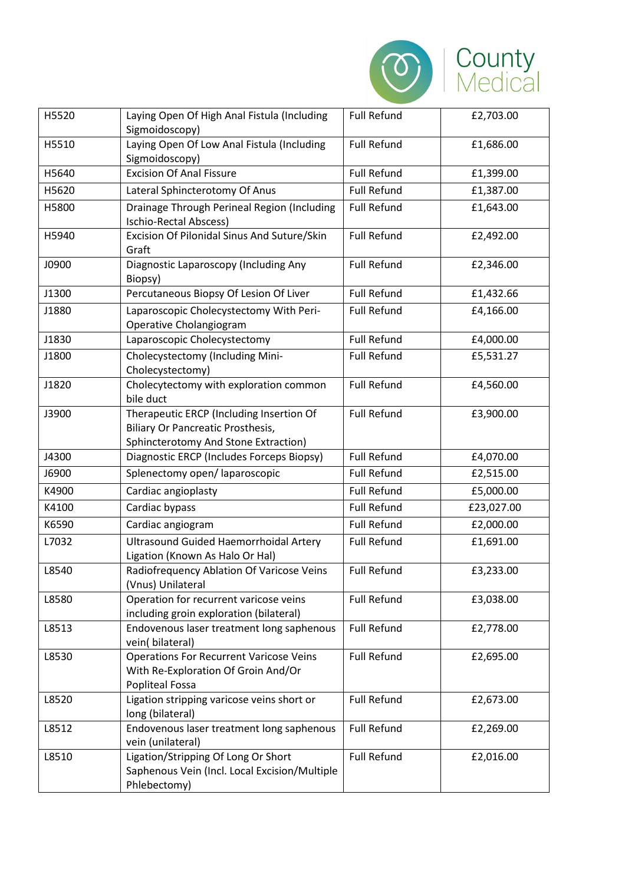| | | | |
|---|---|---|---|
| H5520 | Laying Open Of High Anal Fistula (Including Sigmoidoscopy) | Full Refund | £2,703.00 |
| H5510 | Laying Open Of Low Anal Fistula (Including Sigmoidoscopy) | Full Refund | £1,686.00 |
| H5640 | Excision Of Anal Fissure | Full Refund | £1,399.00 |
| H5620 | Lateral Sphincterotomy Of Anus | Full Refund | £1,387.00 |
| H5800 | Drainage Through Perineal Region (Including Ischio-Rectal Abscess) | Full Refund | £1,643.00 |
| H5940 | Excision Of Pilonidal Sinus And Suture/Skin Graft | Full Refund | £2,492.00 |
| J0900 | Diagnostic Laparoscopy (Including Any Biopsy) | Full Refund | £2,346.00 |
| J1300 | Percutaneous Biopsy Of Lesion Of Liver | Full Refund | £1,432.66 |
| J1880 | Laparoscopic Cholecystectomy With Peri-Operative Cholangiogram | Full Refund | £4,166.00 |
| J1830 | Laparoscopic Cholecystectomy | Full Refund | £4,000.00 |
| J1800 | Cholecystectomy (Including Mini-Cholecystectomy) | Full Refund | £5,531.27 |
| J1820 | Cholecytectomy with exploration common bile duct | Full Refund | £4,560.00 |
| J3900 | Therapeutic ERCP (Including Insertion Of Biliary Or Pancreatic Prosthesis, Sphincterotomy And Stone Extraction) | Full Refund | £3,900.00 |
| J4300 | Diagnostic ERCP (Includes Forceps Biopsy) | Full Refund | £4,070.00 |
| J6900 | Splenectomy open/ laparoscopic | Full Refund | £2,515.00 |
| K4900 | Cardiac angioplasty | Full Refund | £5,000.00 |
| K4100 | Cardiac bypass | Full Refund | £23,027.00 |
| K6590 | Cardiac angiogram | Full Refund | £2,000.00 |
| L7032 | Ultrasound Guided Haemorrhoidal Artery Ligation (Known As Halo Or Hal) | Full Refund | £1,691.00 |
| L8540 | Radiofrequency Ablation Of Varicose Veins (Vnus) Unilateral | Full Refund | £3,233.00 |
| L8580 | Operation for recurrent varicose veins including groin exploration (bilateral) | Full Refund | £3,038.00 |
| L8513 | Endovenous laser treatment long saphenous vein( bilateral) | Full Refund | £2,778.00 |
| L8530 | Operations For Recurrent Varicose Veins With Re-Exploration Of Groin And/Or Popliteal Fossa | Full Refund | £2,695.00 |
| L8520 | Ligation stripping varicose veins short or long (bilateral) | Full Refund | £2,673.00 |
| L8512 | Endovenous laser treatment long saphenous vein (unilateral) | Full Refund | £2,269.00 |
| L8510 | Ligation/Stripping Of Long Or Short Saphenous Vein (Incl. Local Excision/Multiple Phlebectomy) | Full Refund | £2,016.00 |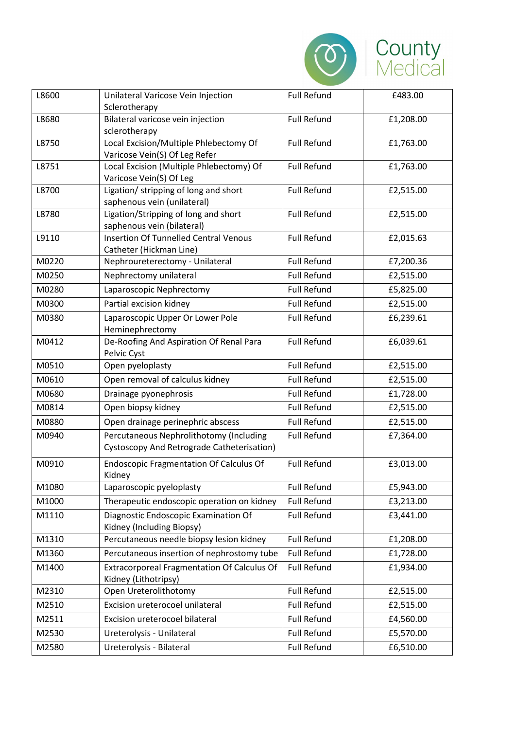| L8600 | Unilateral Varicose Vein Injection Sclerotherapy | Full Refund | £483.00 |
|---|---|---|---|
| L8680 | Bilateral varicose vein injection sclerotherapy | Full Refund | £1,208.00 |
| L8750 | Local Excision/Multiple Phlebectomy Of Varicose Vein(S) Of Leg Refer | Full Refund | £1,763.00 |
| L8751 | Local Excision (Multiple Phlebectomy) Of Varicose Vein(S) Of Leg | Full Refund | £1,763.00 |
| L8700 | Ligation/ stripping of long and short saphenous vein (unilateral) | Full Refund | £2,515.00 |
| L8780 | Ligation/Stripping of long and short saphenous vein (bilateral) | Full Refund | £2,515.00 |
| L9110 | Insertion Of Tunnelled Central Venous Catheter (Hickman Line) | Full Refund | £2,015.63 |
| M0220 | Nephroureterectomy - Unilateral | Full Refund | £7,200.36 |
| M0250 | Nephrectomy unilateral | Full Refund | £2,515.00 |
| M0280 | Laparoscopic Nephrectomy | Full Refund | £5,825.00 |
| M0300 | Partial excision kidney | Full Refund | £2,515.00 |
| M0380 | Laparoscopic Upper Or Lower Pole Heminephrectomy | Full Refund | £6,239.61 |
| M0412 | De-Roofing And Aspiration Of Renal Para Pelvic Cyst | Full Refund | £6,039.61 |
| M0510 | Open pyeloplasty | Full Refund | £2,515.00 |
| M0610 | Open removal of calculus kidney | Full Refund | £2,515.00 |
| M0680 | Drainage pyonephrosis | Full Refund | £1,728.00 |
| M0814 | Open biopsy kidney | Full Refund | £2,515.00 |
| M0880 | Open drainage perinephric abscess | Full Refund | £2,515.00 |
| M0940 | Percutaneous Nephrolithotomy (Including Cystoscopy And Retrograde Catheterisation) | Full Refund | £7,364.00 |
| M0910 | Endoscopic Fragmentation Of Calculus Of Kidney | Full Refund | £3,013.00 |
| M1080 | Laparoscopic pyeloplasty | Full Refund | £5,943.00 |
| M1000 | Therapeutic endoscopic operation on kidney | Full Refund | £3,213.00 |
| M1110 | Diagnostic Endoscopic Examination Of Kidney (Including Biopsy) | Full Refund | £3,441.00 |
| M1310 | Percutaneous needle biopsy lesion kidney | Full Refund | £1,208.00 |
| M1360 | Percutaneous insertion of nephrostomy tube | Full Refund | £1,728.00 |
| M1400 | Extracorporeal Fragmentation Of Calculus Of Kidney (Lithotripsy) | Full Refund | £1,934.00 |
| M2310 | Open Ureterolithotomy | Full Refund | £2,515.00 |
| M2510 | Excision ureterocoel unilateral | Full Refund | £2,515.00 |
| M2511 | Excision ureterocoel bilateral | Full Refund | £4,560.00 |
| M2530 | Ureterolysis - Unilateral | Full Refund | £5,570.00 |
| M2580 | Ureterolysis - Bilateral | Full Refund | £6,510.00 |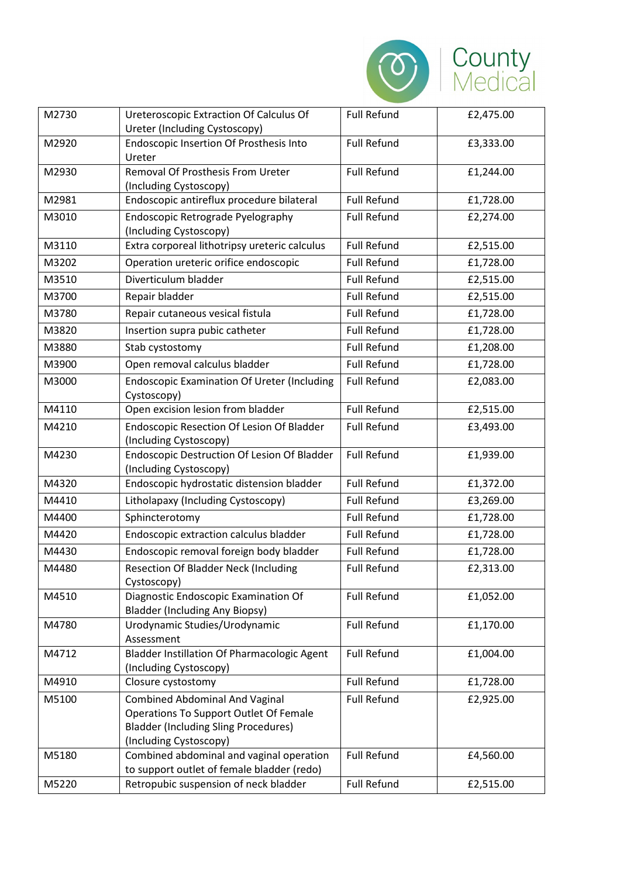| M2730 | Ureteroscopic Extraction Of Calculus Of Ureter (Including Cystoscopy) | Full Refund | £2,475.00 |
|---|---|---|---|
| M2920 | Endoscopic Insertion Of Prosthesis Into Ureter | Full Refund | £3,333.00 |
| M2930 | Removal Of Prosthesis From Ureter (Including Cystoscopy) | Full Refund | £1,244.00 |
| M2981 | Endoscopic antireflux procedure bilateral | Full Refund | £1,728.00 |
| M3010 | Endoscopic Retrograde Pyelography (Including Cystoscopy) | Full Refund | £2,274.00 |
| M3110 | Extra corporeal lithotripsy ureteric calculus | Full Refund | £2,515.00 |
| M3202 | Operation ureteric orifice endoscopic | Full Refund | £1,728.00 |
| M3510 | Diverticulum bladder | Full Refund | £2,515.00 |
| M3700 | Repair bladder | Full Refund | £2,515.00 |
| M3780 | Repair cutaneous vesical fistula | Full Refund | £1,728.00 |
| M3820 | Insertion supra pubic catheter | Full Refund | £1,728.00 |
| M3880 | Stab cystostomy | Full Refund | £1,208.00 |
| M3900 | Open removal calculus bladder | Full Refund | £1,728.00 |
| M3000 | Endoscopic Examination Of Ureter (Including Cystoscopy) | Full Refund | £2,083.00 |
| M4110 | Open excision lesion from bladder | Full Refund | £2,515.00 |
| M4210 | Endoscopic Resection Of Lesion Of Bladder (Including Cystoscopy) | Full Refund | £3,493.00 |
| M4230 | Endoscopic Destruction Of Lesion Of Bladder (Including Cystoscopy) | Full Refund | £1,939.00 |
| M4320 | Endoscopic hydrostatic distension bladder | Full Refund | £1,372.00 |
| M4410 | Litholapaxy (Including Cystoscopy) | Full Refund | £3,269.00 |
| M4400 | Sphincterotomy | Full Refund | £1,728.00 |
| M4420 | Endoscopic extraction calculus bladder | Full Refund | £1,728.00 |
| M4430 | Endoscopic removal foreign body bladder | Full Refund | £1,728.00 |
| M4480 | Resection Of Bladder Neck (Including Cystoscopy) | Full Refund | £2,313.00 |
| M4510 | Diagnostic Endoscopic Examination Of Bladder (Including Any Biopsy) | Full Refund | £1,052.00 |
| M4780 | Urodynamic Studies/Urodynamic Assessment | Full Refund | £1,170.00 |
| M4712 | Bladder Instillation Of Pharmacologic Agent (Including Cystoscopy) | Full Refund | £1,004.00 |
| M4910 | Closure cystostomy | Full Refund | £1,728.00 |
| M5100 | Combined Abdominal And Vaginal Operations To Support Outlet Of Female Bladder (Including Sling Procedures) (Including Cystoscopy) | Full Refund | £2,925.00 |
| M5180 | Combined abdominal and vaginal operation to support outlet of female bladder (redo) | Full Refund | £4,560.00 |
| M5220 | Retropubic suspension of neck bladder | Full Refund | £2,515.00 |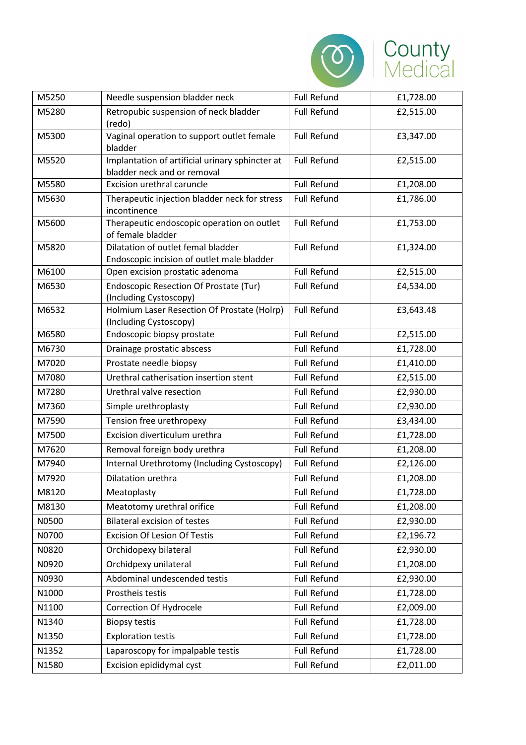| M5250 | Needle suspension bladder neck | Full Refund | £1,728.00 |
|---|---|---|---|
| M5280 | Retropubic suspension of neck bladder (redo) | Full Refund | £2,515.00 |
| M5300 | Vaginal operation to support outlet female bladder | Full Refund | £3,347.00 |
| M5520 | Implantation of artificial urinary sphincter at bladder neck and or removal | Full Refund | £2,515.00 |
| M5580 | Excision urethral caruncle | Full Refund | £1,208.00 |
| M5630 | Therapeutic injection bladder neck for stress incontinence | Full Refund | £1,786.00 |
| M5600 | Therapeutic endoscopic operation on outlet of female bladder | Full Refund | £1,753.00 |
| M5820 | Dilatation of outlet femal bladder Endoscopic incision of outlet male bladder | Full Refund | £1,324.00 |
| M6100 | Open excision prostatic adenoma | Full Refund | £2,515.00 |
| M6530 | Endoscopic Resection Of Prostate (Tur) (Including Cystoscopy) | Full Refund | £4,534.00 |
| M6532 | Holmium Laser Resection Of Prostate (Holrp) (Including Cystoscopy) | Full Refund | £3,643.48 |
| M6580 | Endoscopic biopsy prostate | Full Refund | £2,515.00 |
| M6730 | Drainage prostatic abscess | Full Refund | £1,728.00 |
| M7020 | Prostate needle biopsy | Full Refund | £1,410.00 |
| M7080 | Urethral catherisation insertion stent | Full Refund | £2,515.00 |
| M7280 | Urethral valve resection | Full Refund | £2,930.00 |
| M7360 | Simple urethroplasty | Full Refund | £2,930.00 |
| M7590 | Tension free urethropexy | Full Refund | £3,434.00 |
| M7500 | Excision diverticulum urethra | Full Refund | £1,728.00 |
| M7620 | Removal foreign body urethra | Full Refund | £1,208.00 |
| M7940 | Internal Urethrotomy (Including Cystoscopy) | Full Refund | £2,126.00 |
| M7920 | Dilatation urethra | Full Refund | £1,208.00 |
| M8120 | Meatoplasty | Full Refund | £1,728.00 |
| M8130 | Meatotomy urethral orifice | Full Refund | £1,208.00 |
| N0500 | Bilateral excision of testes | Full Refund | £2,930.00 |
| N0700 | Excision Of Lesion Of Testis | Full Refund | £2,196.72 |
| N0820 | Orchidopexy bilateral | Full Refund | £2,930.00 |
| N0920 | Orchidpexy unilateral | Full Refund | £1,208.00 |
| N0930 | Abdominal undescended testis | Full Refund | £2,930.00 |
| N1000 | Prostheis testis | Full Refund | £1,728.00 |
| N1100 | Correction Of Hydrocele | Full Refund | £2,009.00 |
| N1340 | Biopsy testis | Full Refund | £1,728.00 |
| N1350 | Exploration testis | Full Refund | £1,728.00 |
| N1352 | Laparoscopy for impalpable testis | Full Refund | £1,728.00 |
| N1580 | Excision epididymal cyst | Full Refund | £2,011.00 |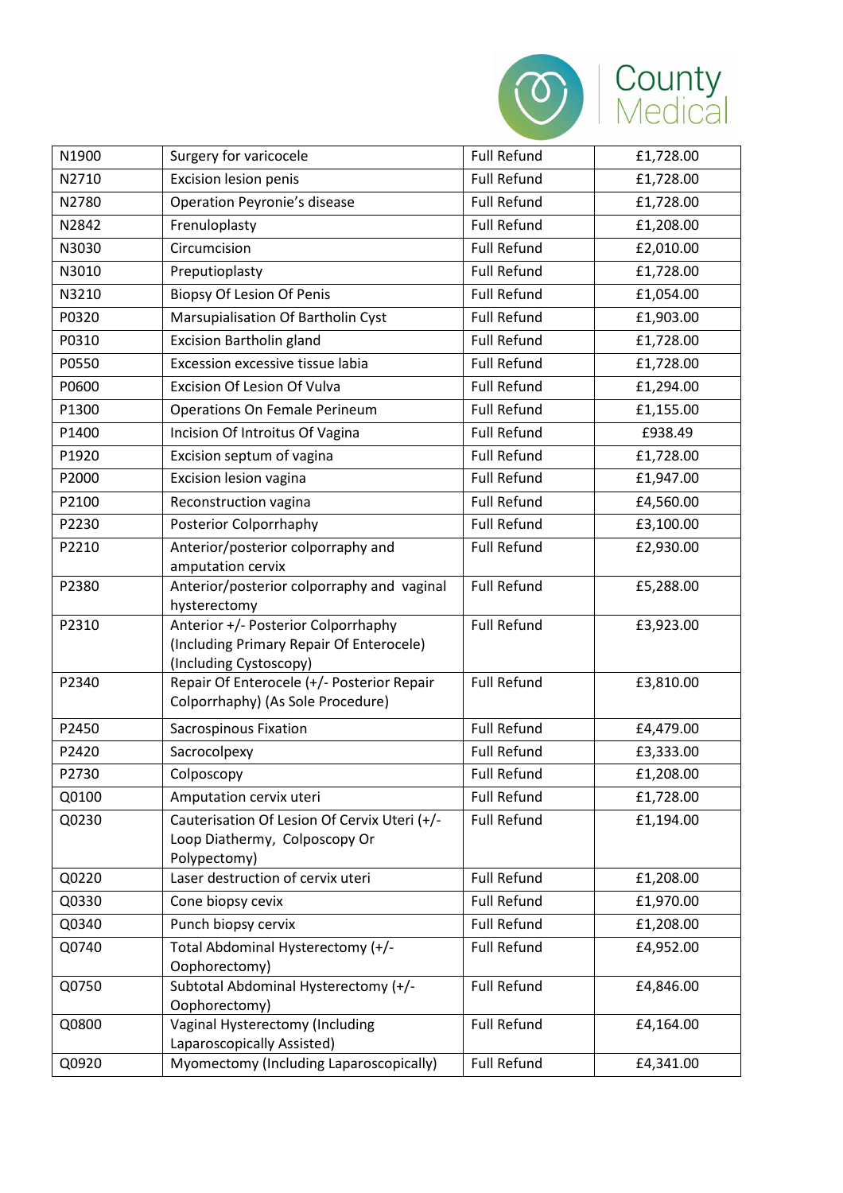| N1900 | Surgery for varicocele | Full Refund | £1,728.00 |
|---|---|---|---|
| N2710 | Excision lesion penis | Full Refund | £1,728.00 |
| N2780 | Operation Peyronie's disease | Full Refund | £1,728.00 |
| N2842 | Frenuloplasty | Full Refund | £1,208.00 |
| N3030 | Circumcision | Full Refund | £2,010.00 |
| N3010 | Preputioplasty | Full Refund | £1,728.00 |
| N3210 | Biopsy Of Lesion Of Penis | Full Refund | £1,054.00 |
| P0320 | Marsupialisation Of Bartholin Cyst | Full Refund | £1,903.00 |
| P0310 | Excision Bartholin gland | Full Refund | £1,728.00 |
| P0550 | Excession excessive tissue labia | Full Refund | £1,728.00 |
| P0600 | Excision Of Lesion Of Vulva | Full Refund | £1,294.00 |
| P1300 | Operations On Female Perineum | Full Refund | £1,155.00 |
| P1400 | Incision Of Introitus Of Vagina | Full Refund | £938.49 |
| P1920 | Excision septum of vagina | Full Refund | £1,728.00 |
| P2000 | Excision lesion vagina | Full Refund | £1,947.00 |
| P2100 | Reconstruction vagina | Full Refund | £4,560.00 |
| P2230 | Posterior Colporrhaphy | Full Refund | £3,100.00 |
| P2210 | Anterior/posterior colporraphy and amputation cervix | Full Refund | £2,930.00 |
| P2380 | Anterior/posterior colporraphy and vaginal hysterectomy | Full Refund | £5,288.00 |
| P2310 | Anterior +/- Posterior Colporrhaphy (Including Primary Repair Of Enterocele) (Including Cystoscopy) | Full Refund | £3,923.00 |
| P2340 | Repair Of Enterocele (+/- Posterior Repair Colporrhaphy) (As Sole Procedure) | Full Refund | £3,810.00 |
| P2450 | Sacrospinous Fixation | Full Refund | £4,479.00 |
| P2420 | Sacrocolpexy | Full Refund | £3,333.00 |
| P2730 | Colposcopy | Full Refund | £1,208.00 |
| Q0100 | Amputation cervix uteri | Full Refund | £1,728.00 |
| Q0230 | Cauterisation Of Lesion Of Cervix Uteri (+/- Loop Diathermy, Colposcopy Or Polypectomy) | Full Refund | £1,194.00 |
| Q0220 | Laser destruction of cervix uteri | Full Refund | £1,208.00 |
| Q0330 | Cone biopsy cevix | Full Refund | £1,970.00 |
| Q0340 | Punch biopsy cervix | Full Refund | £1,208.00 |
| Q0740 | Total Abdominal Hysterectomy (+/- Oophorectomy) | Full Refund | £4,952.00 |
| Q0750 | Subtotal Abdominal Hysterectomy (+/- Oophorectomy) | Full Refund | £4,846.00 |
| Q0800 | Vaginal Hysterectomy (Including Laparoscopically Assisted) | Full Refund | £4,164.00 |
| Q0920 | Myomectomy (Including Laparoscopically) | Full Refund | £4,341.00 |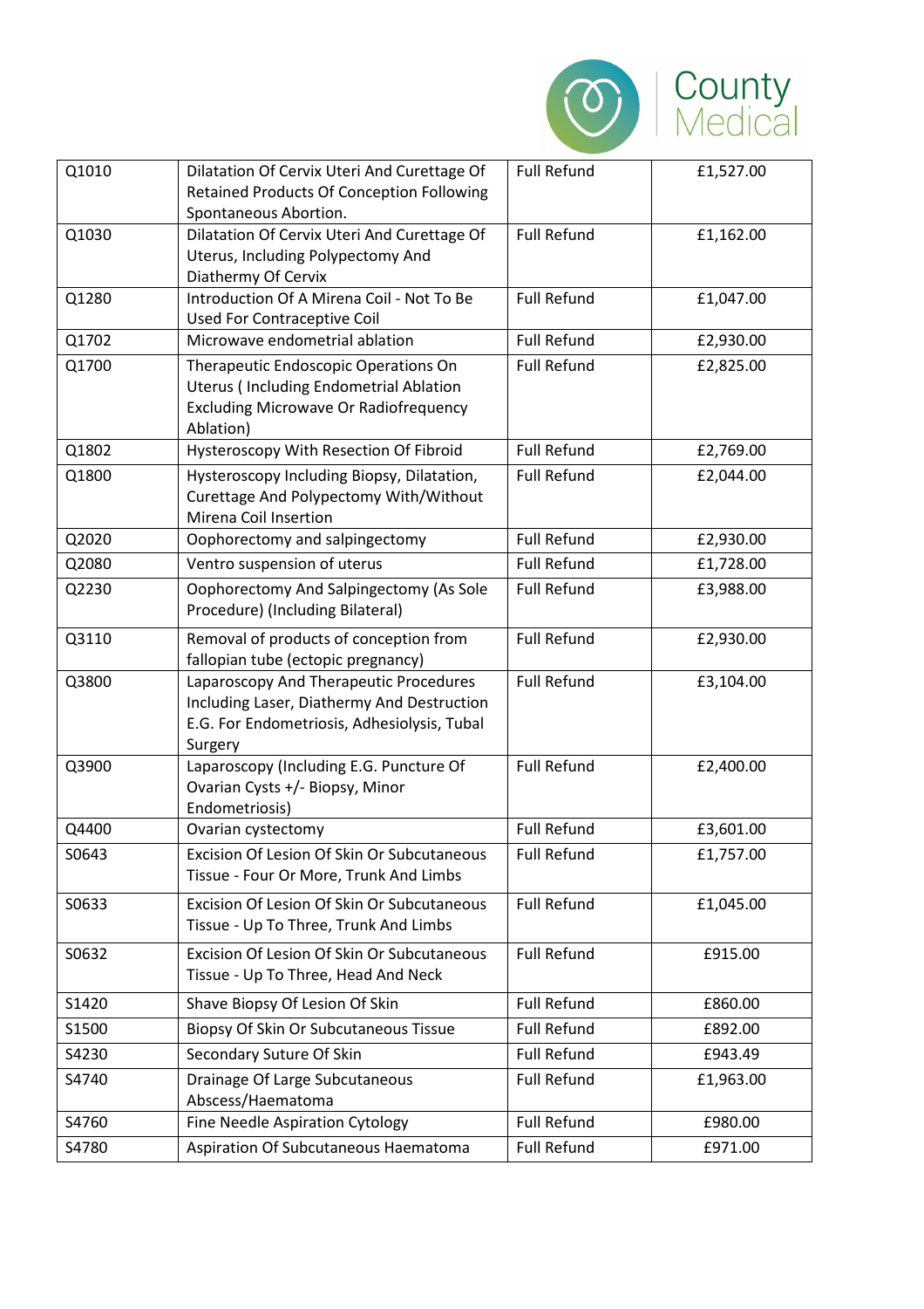| | | | |
|---|---|---|---|
| Q1010 | Dilatation Of Cervix Uteri And Curettage Of Retained Products Of Conception Following Spontaneous Abortion. | Full Refund | £1,527.00 |
| Q1030 | Dilatation Of Cervix Uteri And Curettage Of Uterus, Including Polypectomy And Diathermy Of Cervix | Full Refund | £1,162.00 |
| Q1280 | Introduction Of A Mirena Coil - Not To Be Used For Contraceptive Coil | Full Refund | £1,047.00 |
| Q1702 | Microwave endometrial ablation | Full Refund | £2,930.00 |
| Q1700 | Therapeutic Endoscopic Operations On Uterus ( Including Endometrial Ablation Excluding Microwave Or Radiofrequency Ablation) | Full Refund | £2,825.00 |
| Q1802 | Hysteroscopy With Resection Of Fibroid | Full Refund | £2,769.00 |
| Q1800 | Hysteroscopy Including Biopsy, Dilatation, Curettage And Polypectomy With/Without Mirena Coil Insertion | Full Refund | £2,044.00 |
| Q2020 | Oophorectomy and salpingectomy | Full Refund | £2,930.00 |
| Q2080 | Ventro suspension of uterus | Full Refund | £1,728.00 |
| Q2230 | Oophorectomy And Salpingectomy (As Sole Procedure) (Including Bilateral) | Full Refund | £3,988.00 |
| Q3110 | Removal of products of conception from fallopian tube (ectopic pregnancy) | Full Refund | £2,930.00 |
| Q3800 | Laparoscopy And Therapeutic Procedures Including Laser, Diathermy And Destruction E.G. For Endometriosis, Adhesiolysis, Tubal Surgery | Full Refund | £3,104.00 |
| Q3900 | Laparoscopy (Including E.G. Puncture Of Ovarian Cysts +/- Biopsy, Minor Endometriosis) | Full Refund | £2,400.00 |
| Q4400 | Ovarian cystectomy | Full Refund | £3,601.00 |
| S0643 | Excision Of Lesion Of Skin Or Subcutaneous Tissue - Four Or More, Trunk And Limbs | Full Refund | £1,757.00 |
| S0633 | Excision Of Lesion Of Skin Or Subcutaneous Tissue - Up To Three, Trunk And Limbs | Full Refund | £1,045.00 |
| S0632 | Excision Of Lesion Of Skin Or Subcutaneous Tissue - Up To Three, Head And Neck | Full Refund | £915.00 |
| S1420 | Shave Biopsy Of Lesion Of Skin | Full Refund | £860.00 |
| S1500 | Biopsy Of Skin Or Subcutaneous Tissue | Full Refund | £892.00 |
| S4230 | Secondary Suture Of Skin | Full Refund | £943.49 |
| S4740 | Drainage Of Large Subcutaneous Abscess/Haematoma | Full Refund | £1,963.00 |
| S4760 | Fine Needle Aspiration Cytology | Full Refund | £980.00 |
| S4780 | Aspiration Of Subcutaneous Haematoma | Full Refund | £971.00 |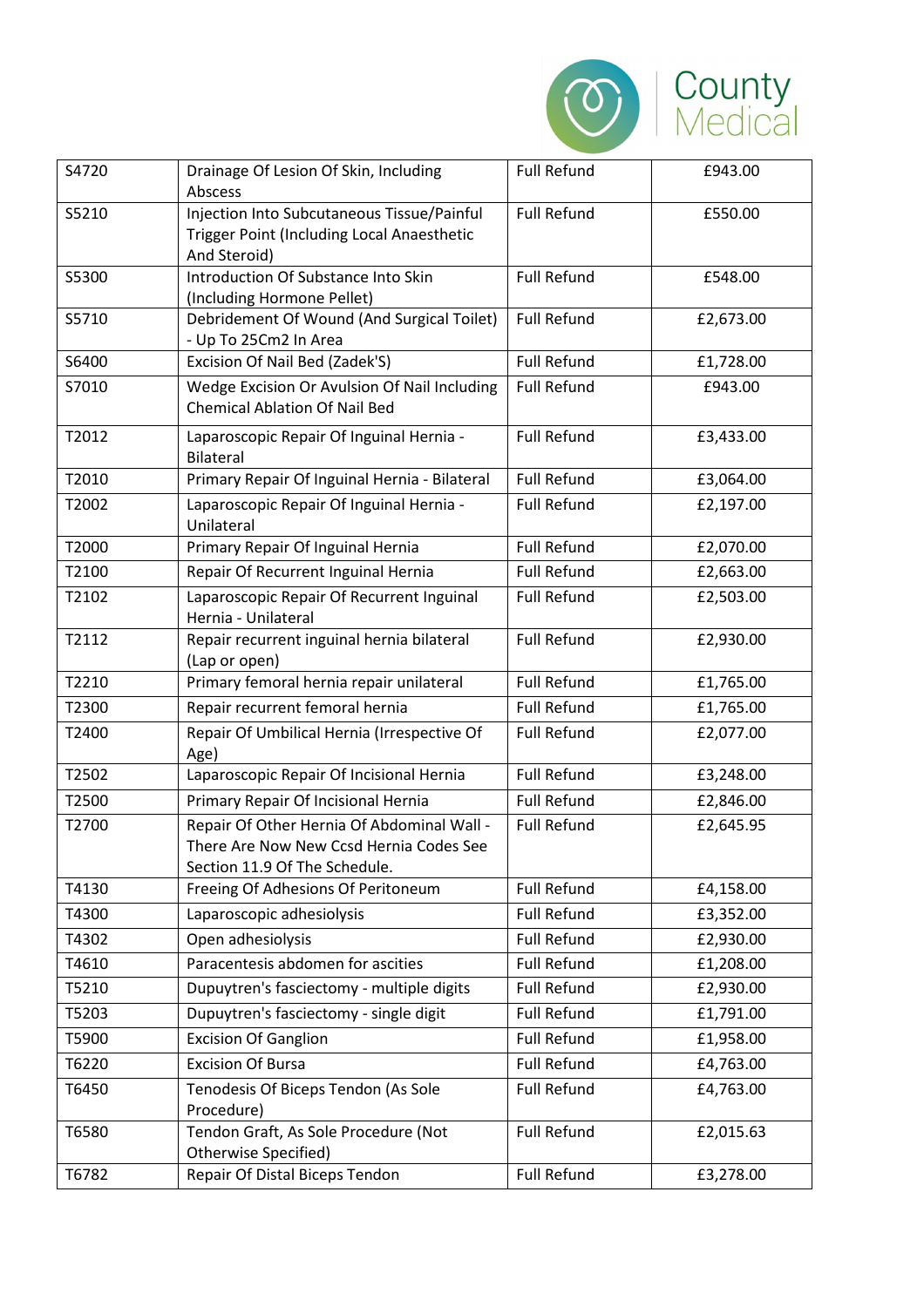| | | | |
|---|---|---|---|
| S4720 | Drainage Of Lesion Of Skin, Including Abscess | Full Refund | £943.00 |
| S5210 | Injection Into Subcutaneous Tissue/Painful Trigger Point (Including Local Anaesthetic And Steroid) | Full Refund | £550.00 |
| S5300 | Introduction Of Substance Into Skin (Including Hormone Pellet) | Full Refund | £548.00 |
| S5710 | Debridement Of Wound (And Surgical Toilet) - Up To 25Cm2 In Area | Full Refund | £2,673.00 |
| S6400 | Excision Of Nail Bed (Zadek'S) | Full Refund | £1,728.00 |
| S7010 | Wedge Excision Or Avulsion Of Nail Including Chemical Ablation Of Nail Bed | Full Refund | £943.00 |
| T2012 | Laparoscopic Repair Of Inguinal Hernia - Bilateral | Full Refund | £3,433.00 |
| T2010 | Primary Repair Of Inguinal Hernia - Bilateral | Full Refund | £3,064.00 |
| T2002 | Laparoscopic Repair Of Inguinal Hernia - Unilateral | Full Refund | £2,197.00 |
| T2000 | Primary Repair Of Inguinal Hernia | Full Refund | £2,070.00 |
| T2100 | Repair Of Recurrent Inguinal Hernia | Full Refund | £2,663.00 |
| T2102 | Laparoscopic Repair Of Recurrent Inguinal Hernia - Unilateral | Full Refund | £2,503.00 |
| T2112 | Repair recurrent inguinal hernia bilateral (Lap or open) | Full Refund | £2,930.00 |
| T2210 | Primary femoral hernia repair unilateral | Full Refund | £1,765.00 |
| T2300 | Repair recurrent femoral hernia | Full Refund | £1,765.00 |
| T2400 | Repair Of Umbilical Hernia (Irrespective Of Age) | Full Refund | £2,077.00 |
| T2502 | Laparoscopic Repair Of Incisional Hernia | Full Refund | £3,248.00 |
| T2500 | Primary Repair Of Incisional Hernia | Full Refund | £2,846.00 |
| T2700 | Repair Of Other Hernia Of Abdominal Wall - There Are Now New Ccsd Hernia Codes See Section 11.9 Of The Schedule. | Full Refund | £2,645.95 |
| T4130 | Freeing Of Adhesions Of Peritoneum | Full Refund | £4,158.00 |
| T4300 | Laparoscopic adhesiolysis | Full Refund | £3,352.00 |
| T4302 | Open adhesiolysis | Full Refund | £2,930.00 |
| T4610 | Paracentesis abdomen for ascities | Full Refund | £1,208.00 |
| T5210 | Dupuytren's fasciectomy - multiple digits | Full Refund | £2,930.00 |
| T5203 | Dupuytren's fasciectomy - single digit | Full Refund | £1,791.00 |
| T5900 | Excision Of Ganglion | Full Refund | £1,958.00 |
| T6220 | Excision Of Bursa | Full Refund | £4,763.00 |
| T6450 | Tenodesis Of Biceps Tendon (As Sole Procedure) | Full Refund | £4,763.00 |
| T6580 | Tendon Graft, As Sole Procedure (Not Otherwise Specified) | Full Refund | £2,015.63 |
| T6782 | Repair Of Distal Biceps Tendon | Full Refund | £3,278.00 |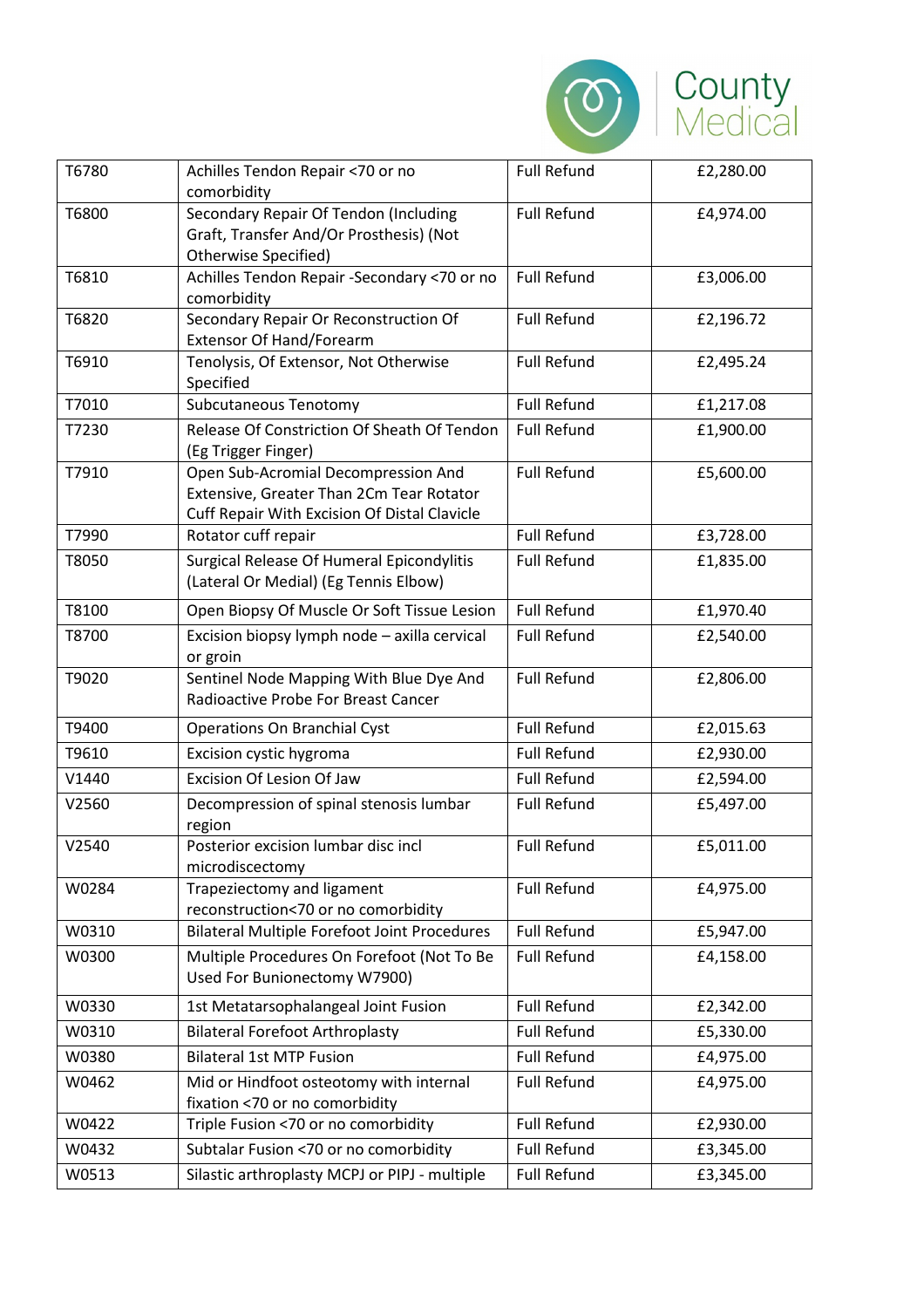| | | | |
|---|---|---|---|
| T6780 | Achilles Tendon Repair <70 or no comorbidity | Full Refund | £2,280.00 |
| T6800 | Secondary Repair Of Tendon (Including Graft, Transfer And/Or Prosthesis) (Not Otherwise Specified) | Full Refund | £4,974.00 |
| T6810 | Achilles Tendon Repair -Secondary <70 or no comorbidity | Full Refund | £3,006.00 |
| T6820 | Secondary Repair Or Reconstruction Of Extensor Of Hand/Forearm | Full Refund | £2,196.72 |
| T6910 | Tenolysis, Of Extensor, Not Otherwise Specified | Full Refund | £2,495.24 |
| T7010 | Subcutaneous Tenotomy | Full Refund | £1,217.08 |
| T7230 | Release Of Constriction Of Sheath Of Tendon (Eg Trigger Finger) | Full Refund | £1,900.00 |
| T7910 | Open Sub-Acromial Decompression And Extensive, Greater Than 2Cm Tear Rotator Cuff Repair With Excision Of Distal Clavicle | Full Refund | £5,600.00 |
| T7990 | Rotator cuff repair | Full Refund | £3,728.00 |
| T8050 | Surgical Release Of Humeral Epicondylitis (Lateral Or Medial) (Eg Tennis Elbow) | Full Refund | £1,835.00 |
| T8100 | Open Biopsy Of Muscle Or Soft Tissue Lesion | Full Refund | £1,970.40 |
| T8700 | Excision biopsy lymph node – axilla cervical or groin | Full Refund | £2,540.00 |
| T9020 | Sentinel Node Mapping With Blue Dye And Radioactive Probe For Breast Cancer | Full Refund | £2,806.00 |
| T9400 | Operations On Branchial Cyst | Full Refund | £2,015.63 |
| T9610 | Excision cystic hygroma | Full Refund | £2,930.00 |
| V1440 | Excision Of Lesion Of Jaw | Full Refund | £2,594.00 |
| V2560 | Decompression of spinal stenosis lumbar region | Full Refund | £5,497.00 |
| V2540 | Posterior excision lumbar disc incl microdiscectomy | Full Refund | £5,011.00 |
| W0284 | Trapeziectomy and ligament reconstruction<70 or no comorbidity | Full Refund | £4,975.00 |
| W0310 | Bilateral Multiple Forefoot Joint Procedures | Full Refund | £5,947.00 |
| W0300 | Multiple Procedures On Forefoot (Not To Be Used For Bunionectomy W7900) | Full Refund | £4,158.00 |
| W0330 | 1st Metatarsophalangeal Joint Fusion | Full Refund | £2,342.00 |
| W0310 | Bilateral Forefoot Arthroplasty | Full Refund | £5,330.00 |
| W0380 | Bilateral 1st MTP Fusion | Full Refund | £4,975.00 |
| W0462 | Mid or Hindfoot osteotomy with internal fixation <70 or no comorbidity | Full Refund | £4,975.00 |
| W0422 | Triple Fusion <70 or no comorbidity | Full Refund | £2,930.00 |
| W0432 | Subtalar Fusion <70 or no comorbidity | Full Refund | £3,345.00 |
| W0513 | Silastic arthroplasty MCPJ or PIPJ - multiple | Full Refund | £3,345.00 |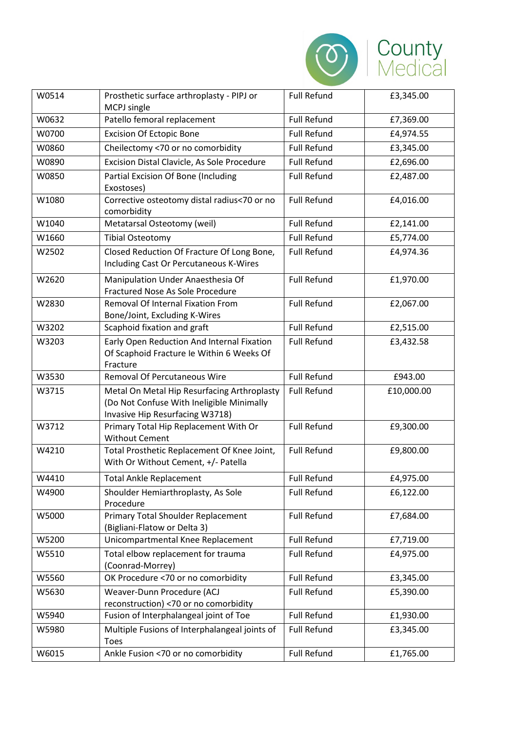| W0514 | Prosthetic surface arthroplasty - PIPJ or MCPJ single | Full Refund | £3,345.00 |
|---|---|---|---|
| W0632 | Patello femoral replacement | Full Refund | £7,369.00 |
| W0700 | Excision Of Ectopic Bone | Full Refund | £4,974.55 |
| W0860 | Cheilectomy <70 or no comorbidity | Full Refund | £3,345.00 |
| W0890 | Excision Distal Clavicle, As Sole Procedure | Full Refund | £2,696.00 |
| W0850 | Partial Excision Of Bone (Including Exostoses) | Full Refund | £2,487.00 |
| W1080 | Corrective osteotomy distal radius<70 or no comorbidity | Full Refund | £4,016.00 |
| W1040 | Metatarsal Osteotomy (weil) | Full Refund | £2,141.00 |
| W1660 | Tibial Osteotomy | Full Refund | £5,774.00 |
| W2502 | Closed Reduction Of Fracture Of Long Bone, Including Cast Or Percutaneous K-Wires | Full Refund | £4,974.36 |
| W2620 | Manipulation Under Anaesthesia Of Fractured Nose As Sole Procedure | Full Refund | £1,970.00 |
| W2830 | Removal Of Internal Fixation From Bone/Joint, Excluding K-Wires | Full Refund | £2,067.00 |
| W3202 | Scaphoid fixation and graft | Full Refund | £2,515.00 |
| W3203 | Early Open Reduction And Internal Fixation Of Scaphoid Fracture Ie Within 6 Weeks Of Fracture | Full Refund | £3,432.58 |
| W3530 | Removal Of Percutaneous Wire | Full Refund | £943.00 |
| W3715 | Metal On Metal Hip Resurfacing Arthroplasty (Do Not Confuse With Ineligible Minimally Invasive Hip Resurfacing W3718) | Full Refund | £10,000.00 |
| W3712 | Primary Total Hip Replacement With Or Without Cement | Full Refund | £9,300.00 |
| W4210 | Total Prosthetic Replacement Of Knee Joint, With Or Without Cement, +/- Patella | Full Refund | £9,800.00 |
| W4410 | Total Ankle Replacement | Full Refund | £4,975.00 |
| W4900 | Shoulder Hemiarthroplasty, As Sole Procedure | Full Refund | £6,122.00 |
| W5000 | Primary Total Shoulder Replacement (Bigliani-Flatow or Delta 3) | Full Refund | £7,684.00 |
| W5200 | Unicompartmental Knee Replacement | Full Refund | £7,719.00 |
| W5510 | Total elbow replacement for trauma (Coonrad-Morrey) | Full Refund | £4,975.00 |
| W5560 | OK Procedure <70 or no comorbidity | Full Refund | £3,345.00 |
| W5630 | Weaver-Dunn Procedure (ACJ reconstruction) <70 or no comorbidity | Full Refund | £5,390.00 |
| W5940 | Fusion of Interphalangeal joint of Toe | Full Refund | £1,930.00 |
| W5980 | Multiple Fusions of Interphalangeal joints of Toes | Full Refund | £3,345.00 |
| W6015 | Ankle Fusion <70 or no comorbidity | Full Refund | £1,765.00 |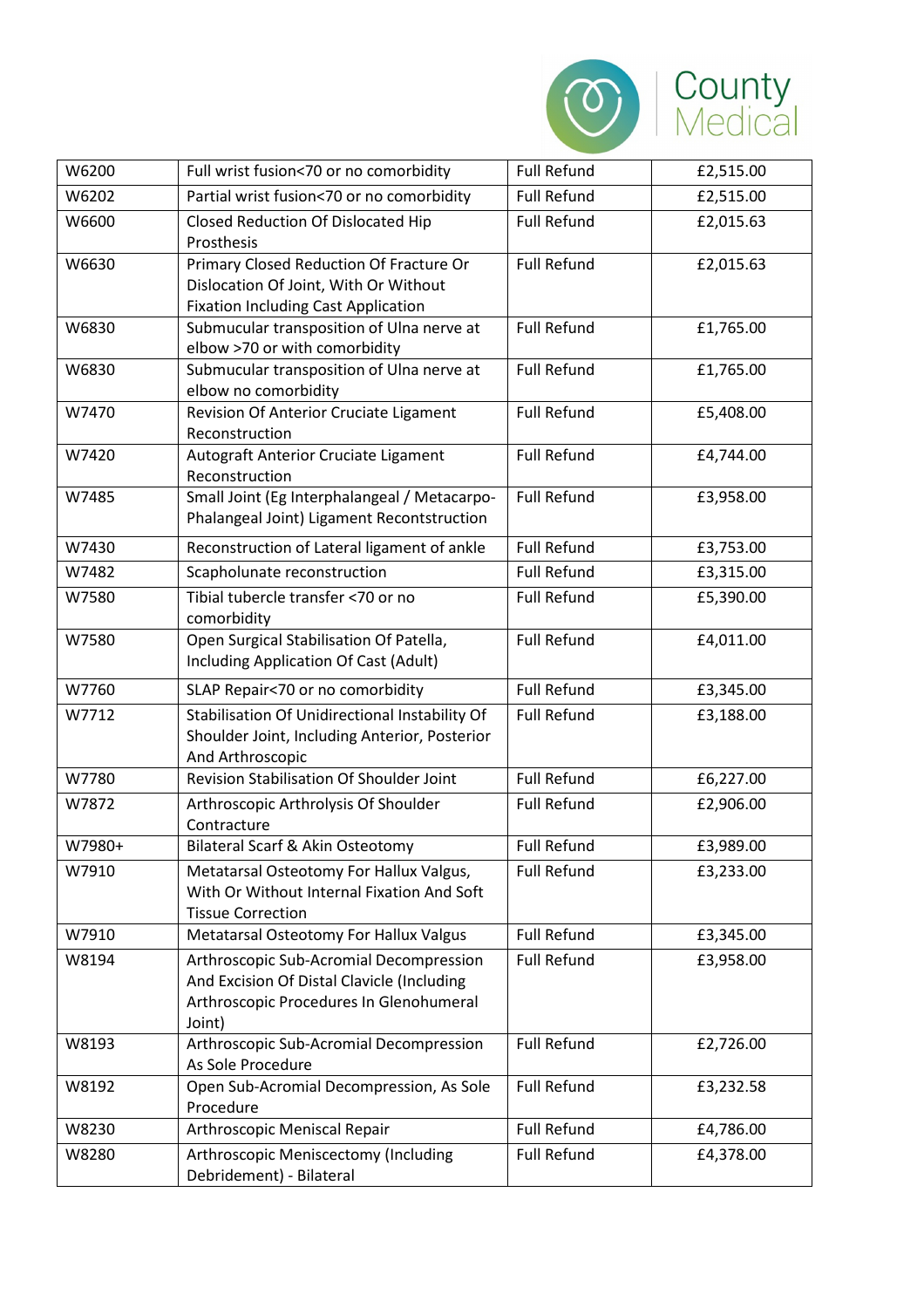| | | | |
|---|---|---|---|
| W6200 | Full wrist fusion<70 or no comorbidity | Full Refund | £2,515.00 |
| W6202 | Partial wrist fusion<70 or no comorbidity | Full Refund | £2,515.00 |
| W6600 | Closed Reduction Of Dislocated Hip Prosthesis | Full Refund | £2,015.63 |
| W6630 | Primary Closed Reduction Of Fracture Or Dislocation Of Joint, With Or Without Fixation Including Cast Application | Full Refund | £2,015.63 |
| W6830 | Submucular transposition of Ulna nerve at elbow >70 or with comorbidity | Full Refund | £1,765.00 |
| W6830 | Submucular transposition of Ulna nerve at elbow no comorbidity | Full Refund | £1,765.00 |
| W7470 | Revision Of Anterior Cruciate Ligament Reconstruction | Full Refund | £5,408.00 |
| W7420 | Autograft Anterior Cruciate Ligament Reconstruction | Full Refund | £4,744.00 |
| W7485 | Small Joint (Eg Interphalangeal / Metacarpo-Phalangeal Joint) Ligament Recontstruction | Full Refund | £3,958.00 |
| W7430 | Reconstruction of Lateral ligament of ankle | Full Refund | £3,753.00 |
| W7482 | Scapholunate reconstruction | Full Refund | £3,315.00 |
| W7580 | Tibial tubercle transfer <70 or no comorbidity | Full Refund | £5,390.00 |
| W7580 | Open Surgical Stabilisation Of Patella, Including Application Of Cast (Adult) | Full Refund | £4,011.00 |
| W7760 | SLAP Repair<70 or no comorbidity | Full Refund | £3,345.00 |
| W7712 | Stabilisation Of Unidirectional Instability Of Shoulder Joint, Including Anterior, Posterior And Arthroscopic | Full Refund | £3,188.00 |
| W7780 | Revision Stabilisation Of Shoulder Joint | Full Refund | £6,227.00 |
| W7872 | Arthroscopic Arthrolysis Of Shoulder Contracture | Full Refund | £2,906.00 |
| W7980+ | Bilateral Scarf & Akin Osteotomy | Full Refund | £3,989.00 |
| W7910 | Metatarsal Osteotomy For Hallux Valgus, With Or Without Internal Fixation And Soft Tissue Correction | Full Refund | £3,233.00 |
| W7910 | Metatarsal Osteotomy For Hallux Valgus | Full Refund | £3,345.00 |
| W8194 | Arthroscopic Sub-Acromial Decompression And Excision Of Distal Clavicle (Including Arthroscopic Procedures In Glenohumeral Joint) | Full Refund | £3,958.00 |
| W8193 | Arthroscopic Sub-Acromial Decompression As Sole Procedure | Full Refund | £2,726.00 |
| W8192 | Open Sub-Acromial Decompression, As Sole Procedure | Full Refund | £3,232.58 |
| W8230 | Arthroscopic Meniscal Repair | Full Refund | £4,786.00 |
| W8280 | Arthroscopic Meniscectomy (Including Debridement) - Bilateral | Full Refund | £4,378.00 |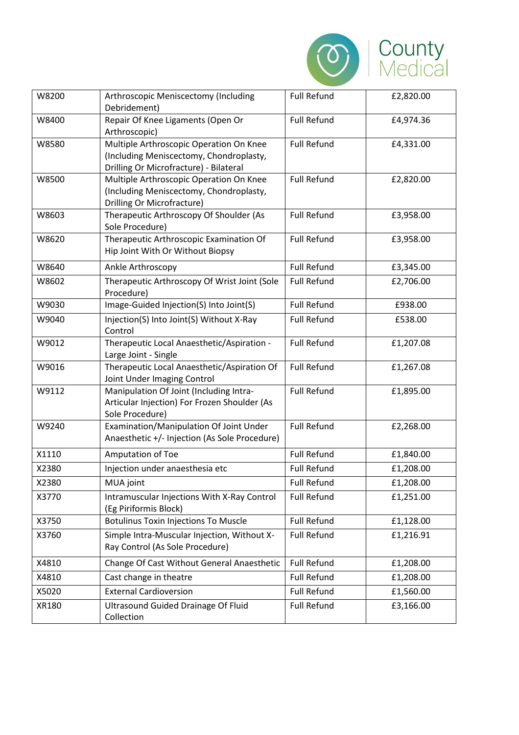| W8200 | Arthroscopic Meniscectomy (Including Debridement) | Full Refund | £2,820.00 |
|---|---|---|---|
| W8400 | Repair Of Knee Ligaments (Open Or Arthroscopic) | Full Refund | £4,974.36 |
| W8580 | Multiple Arthroscopic Operation On Knee (Including Meniscectomy, Chondroplasty, Drilling Or Microfracture) - Bilateral | Full Refund | £4,331.00 |
| W8500 | Multiple Arthroscopic Operation On Knee (Including Meniscectomy, Chondroplasty, Drilling Or Microfracture) | Full Refund | £2,820.00 |
| W8603 | Therapeutic Arthroscopy Of Shoulder (As Sole Procedure) | Full Refund | £3,958.00 |
| W8620 | Therapeutic Arthroscopic Examination Of Hip Joint With Or Without Biopsy | Full Refund | £3,958.00 |
| W8640 | Ankle Arthroscopy | Full Refund | £3,345.00 |
| W8602 | Therapeutic Arthroscopy Of Wrist Joint (Sole Procedure) | Full Refund | £2,706.00 |
| W9030 | Image-Guided Injection(S) Into Joint(S) | Full Refund | £938.00 |
| W9040 | Injection(S) Into Joint(S) Without X-Ray Control | Full Refund | £538.00 |
| W9012 | Therapeutic Local Anaesthetic/Aspiration - Large Joint - Single | Full Refund | £1,207.08 |
| W9016 | Therapeutic Local Anaesthetic/Aspiration Of Joint Under Imaging Control | Full Refund | £1,267.08 |
| W9112 | Manipulation Of Joint (Including Intra-Articular Injection) For Frozen Shoulder (As Sole Procedure) | Full Refund | £1,895.00 |
| W9240 | Examination/Manipulation Of Joint Under Anaesthetic +/- Injection (As Sole Procedure) | Full Refund | £2,268.00 |
| X1110 | Amputation of Toe | Full Refund | £1,840.00 |
| X2380 | Injection under anaesthesia etc | Full Refund | £1,208.00 |
| X2380 | MUA joint | Full Refund | £1,208.00 |
| X3770 | Intramuscular Injections With X-Ray Control (Eg Piriformis Block) | Full Refund | £1,251.00 |
| X3750 | Botulinus Toxin Injections To Muscle | Full Refund | £1,128.00 |
| X3760 | Simple Intra-Muscular Injection, Without X-Ray Control (As Sole Procedure) | Full Refund | £1,216.91 |
| X4810 | Change Of Cast Without General Anaesthetic | Full Refund | £1,208.00 |
| X4810 | Cast change in theatre | Full Refund | £1,208.00 |
| X5020 | External Cardioversion | Full Refund | £1,560.00 |
| XR180 | Ultrasound Guided Drainage Of Fluid Collection | Full Refund | £3,166.00 |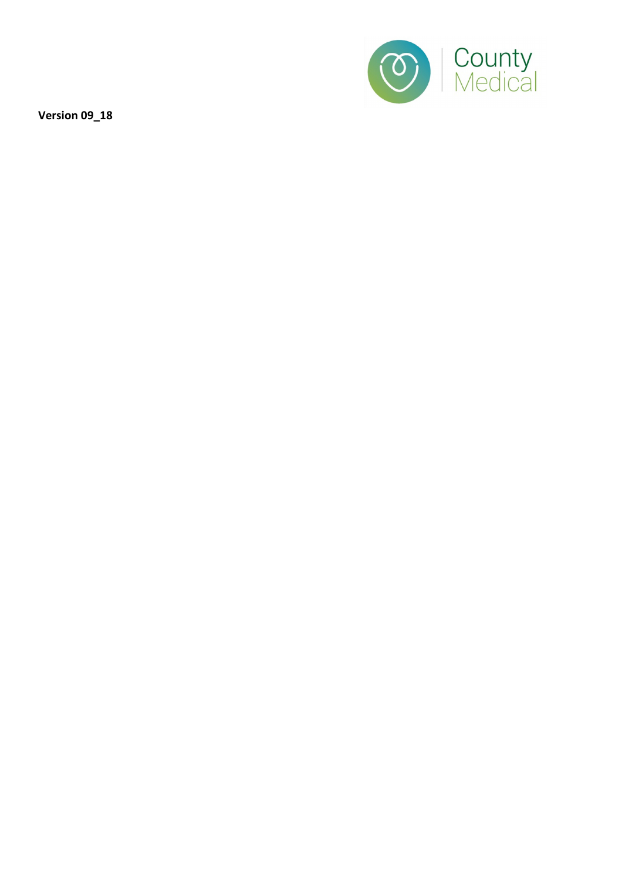County Medical

**Version 09_18**